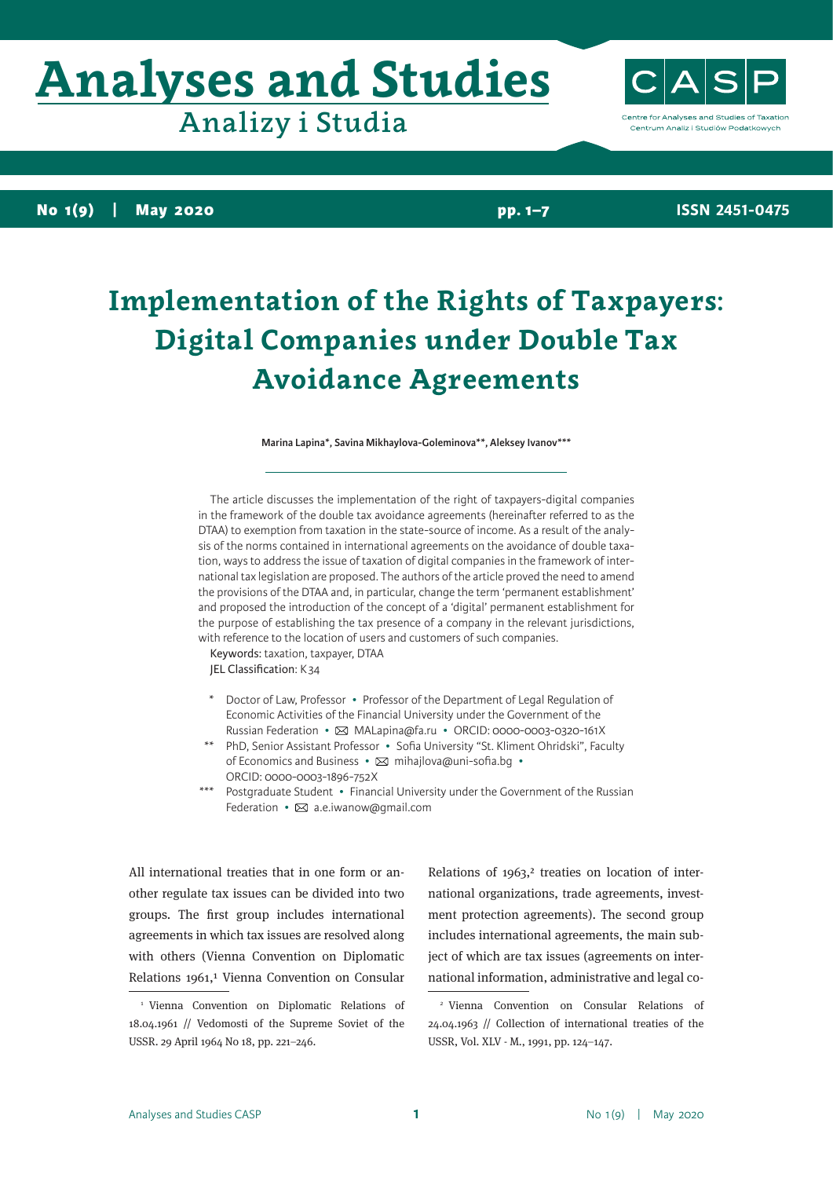# Implementation of the Rights of Taxpayers: Digital Companies under Double Tax Avoidance Agreements

**Marina Lapina\*, Savina Mikhaylova-Goleminova\*\*, Aleksey Ivanov\*\*\***

The article discusses the implementation of the right of taxpayers-digital companies in the framework of the double tax avoidance agreements (hereinafter referred to as the DTAA) to exemption from taxation in the state-source of income. As a result of the analysis of the norms contained in international agreements on the avoidance of double taxation, ways to address the issue of taxation of digital companies in the framework of international tax legislation are proposed. The authors of the article proved the need to amend the provisions of the DTAA and, in particular, change the term 'permanent establishment' and proposed the introduction of the concept of a 'digital' permanent establishment for the purpose of establishing the tax presence of a company in the relevant jurisdictions, with reference to the location of users and customers of such companies.

Keywords: taxation, taxpayer, DTAA

JEL Classification: K34

\* Doctor of Law, Professor • Professor of the Department of Legal Regulation of Economic Activities of the Financial University under the Government of the Russian Federation • ✉ MALapina@fa.ru • ORCID: 0000-0003-0320-161X

\*\* PhD, Senior Assistant Professor • Sofia University "St. Kliment Ohridski", Faculty of Economics and Business • ✉ mihajlova@uni-sofia.bg • ORCID: 0000-0003-1896-752X

\*\*\* Postgraduate Student • Financial University under the Government of the Russian Federation • ✉ a.e.iwanow@gmail.com

All international treaties that in one form or another regulate tax issues can be divided into two groups. The first group includes international agreements in which tax issues are resolved along with others (Vienna Convention on Diplomatic Relations 1961,[1] Vienna Convention on Consular Relations of 1963,[2] treaties on location of international organizations, trade agreements, investment protection agreements). The second group includes international agreements, the main subject of which are tax issues (agreements on international information, administrative and legal co-

[1] Vienna Convention on Diplomatic Relations of 18.04.1961 // Vedomosti of the Supreme Soviet of the USSR. 29 April 1964 No 18, pp. 221–246.

[2] Vienna Convention on Consular Relations of 24.04.1963 // Collection of international treaties of the USSR, Vol. XLV - M., 1991, pp. 124–147.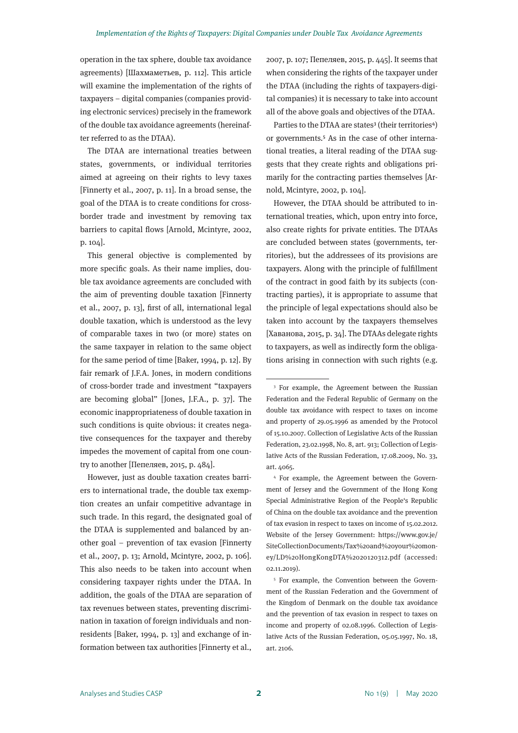operation in the tax sphere, double tax avoidance agreements) [Шахмаметьев, p. 112]. This article will examine the implementation of the rights of taxpayers – digital companies (companies providing electronic services) precisely in the framework of the double tax avoidance agreements (hereinafter referred to as the DTAA).

The DTAA are international treaties between states, governments, or individual territories aimed at agreeing on their rights to levy taxes [Finnerty et al., 2007, p. 11]. In a broad sense, the goal of the DTAA is to create conditions for cross-border trade and investment by removing tax barriers to capital flows [Arnold, Mcintyre, 2002, p. 104].

This general objective is complemented by more specific goals. As their name implies, double tax avoidance agreements are concluded with the aim of preventing double taxation [Finnerty et al., 2007, p. 13], first of all, international legal double taxation, which is understood as the levy of comparable taxes in two (or more) states on the same taxpayer in relation to the same object for the same period of time [Baker, 1994, p. 12]. By fair remark of J.F.A. Jones, in modern conditions of cross-border trade and investment "taxpayers are becoming global" [Jones, J.F.A., p. 37]. The economic inappropriateness of double taxation in such conditions is quite obvious: it creates negative consequences for the taxpayer and thereby impedes the movement of capital from one country to another [Пепеляев, 2015, p. 484].

However, just as double taxation creates barriers to international trade, the double tax exemption creates an unfair competitive advantage in such trade. In this regard, the designated goal of the DTAA is supplemented and balanced by another goal – prevention of tax evasion [Finnerty et al., 2007, p. 13; Arnold, Mcintyre, 2002, p. 106]. This also needs to be taken into account when considering taxpayer rights under the DTAA. In addition, the goals of the DTAA are separation of tax revenues between states, preventing discrimination in taxation of foreign individuals and non-residents [Baker, 1994, p. 13] and exchange of information between tax authorities [Finnerty et al., 2007, p. 107; Пепеляев, 2015, p. 445]. It seems that when considering the rights of the taxpayer under the DTAA (including the rights of taxpayers-digital companies) it is necessary to take into account all of the above goals and objectives of the DTAA.

Parties to the DTAA are states[3] (their territories[4]) or governments.[5] As in the case of other international treaties, a literal reading of the DTAA suggests that they create rights and obligations primarily for the contracting parties themselves [Arnold, Mcintyre, 2002, p. 104].

However, the DTAA should be attributed to international treaties, which, upon entry into force, also create rights for private entities. The DTAAs are concluded between states (governments, territories), but the addressees of its provisions are taxpayers. Along with the principle of fulfillment of the contract in good faith by its subjects (contracting parties), it is appropriate to assume that the principle of legal expectations should also be taken into account by the taxpayers themselves [Хаванова, 2015, p. 34]. The DTAAs delegate rights to taxpayers, as well as indirectly form the obligations arising in connection with such rights (e.g.

---

[3] For example, the Agreement between the Russian Federation and the Federal Republic of Germany on the double tax avoidance with respect to taxes on income and property of 29.05.1996 as amended by the Protocol of 15.10.2007. Collection of Legislative Acts of the Russian Federation, 23.02.1998, No. 8, art. 913; Collection of Legislative Acts of the Russian Federation, 17.08.2009, No. 33, art. 4065.

[4] For example, the Agreement between the Government of Jersey and the Government of the Hong Kong Special Administrative Region of the People's Republic of China on the double tax avoidance and the prevention of tax evasion in respect to taxes on income of 15.02.2012. Website of the Jersey Government: https://www.gov.je/SiteCollectionDocuments/Tax%20and%20your%20money/LD%20HongKongDTA%2020120312.pdf (accessed: 02.11.2019).

[5] For example, the Convention between the Government of the Russian Federation and the Government of the Kingdom of Denmark on the double tax avoidance and the prevention of tax evasion in respect to taxes on income and property of 02.08.1996. Collection of Legislative Acts of the Russian Federation, 05.05.1997, No. 18, art. 2106.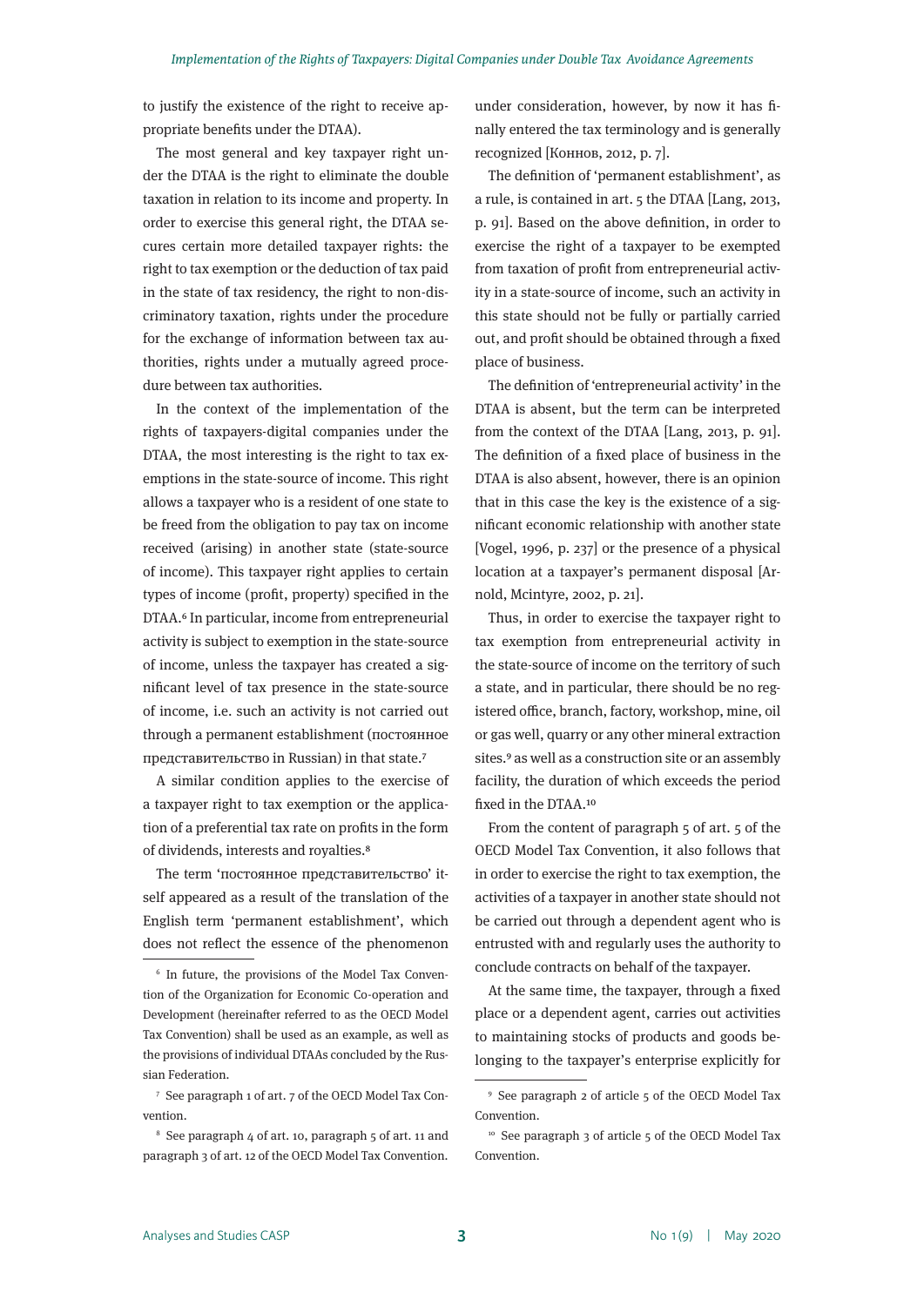to justify the existence of the right to receive appropriate benefits under the DTAA).

The most general and key taxpayer right under the DTAA is the right to eliminate the double taxation in relation to its income and property. In order to exercise this general right, the DTAA secures certain more detailed taxpayer rights: the right to tax exemption or the deduction of tax paid in the state of tax residency, the right to non-discriminatory taxation, rights under the procedure for the exchange of information between tax authorities, rights under a mutually agreed procedure between tax authorities.

In the context of the implementation of the rights of taxpayers-digital companies under the DTAA, the most interesting is the right to tax exemptions in the state-source of income. This right allows a taxpayer who is a resident of one state to be freed from the obligation to pay tax on income received (arising) in another state (state-source of income). This taxpayer right applies to certain types of income (profit, property) specified in the DTAA.[6] In particular, income from entrepreneurial activity is subject to exemption in the state-source of income, unless the taxpayer has created a significant level of tax presence in the state-source of income, i.e. such an activity is not carried out through a permanent establishment (постоянное представительство in Russian) in that state.[7]

A similar condition applies to the exercise of a taxpayer right to tax exemption or the application of a preferential tax rate on profits in the form of dividends, interests and royalties.[8]

The term 'постоянное представительство' itself appeared as a result of the translation of the English term 'permanent establishment', which does not reflect the essence of the phenomenon under consideration, however, by now it has finally entered the tax terminology and is generally recognized [Коннов, 2012, p. 7].

The definition of 'permanent establishment', as a rule, is contained in art. 5 the DTAA [Lang, 2013, p. 91]. Based on the above definition, in order to exercise the right of a taxpayer to be exempted from taxation of profit from entrepreneurial activity in a state-source of income, such an activity in this state should not be fully or partially carried out, and profit should be obtained through a fixed place of business.

The definition of 'entrepreneurial activity' in the DTAA is absent, but the term can be interpreted from the context of the DTAA [Lang, 2013, p. 91]. The definition of a fixed place of business in the DTAA is also absent, however, there is an opinion that in this case the key is the existence of a significant economic relationship with another state [Vogel, 1996, p. 237] or the presence of a physical location at a taxpayer's permanent disposal [Arnold, Mcintyre, 2002, p. 21].

Thus, in order to exercise the taxpayer right to tax exemption from entrepreneurial activity in the state-source of income on the territory of such a state, and in particular, there should be no registered office, branch, factory, workshop, mine, oil or gas well, quarry or any other mineral extraction sites.[9] as well as a construction site or an assembly facility, the duration of which exceeds the period fixed in the DTAA.[10]

From the content of paragraph 5 of art. 5 of the OECD Model Tax Convention, it also follows that in order to exercise the right to tax exemption, the activities of a taxpayer in another state should not be carried out through a dependent agent who is entrusted with and regularly uses the authority to conclude contracts on behalf of the taxpayer.

At the same time, the taxpayer, through a fixed place or a dependent agent, carries out activities to maintaining stocks of products and goods belonging to the taxpayer's enterprise explicitly for

---

[6] In future, the provisions of the Model Tax Convention of the Organization for Economic Co-operation and Development (hereinafter referred to as the OECD Model Tax Convention) shall be used as an example, as well as the provisions of individual DTAAs concluded by the Russian Federation.

[7] See paragraph 1 of art. 7 of the OECD Model Tax Convention.

[8] See paragraph 4 of art. 10, paragraph 5 of art. 11 and paragraph 3 of art. 12 of the OECD Model Tax Convention.

[9] See paragraph 2 of article 5 of the OECD Model Tax Convention.

[10] See paragraph 3 of article 5 of the OECD Model Tax Convention.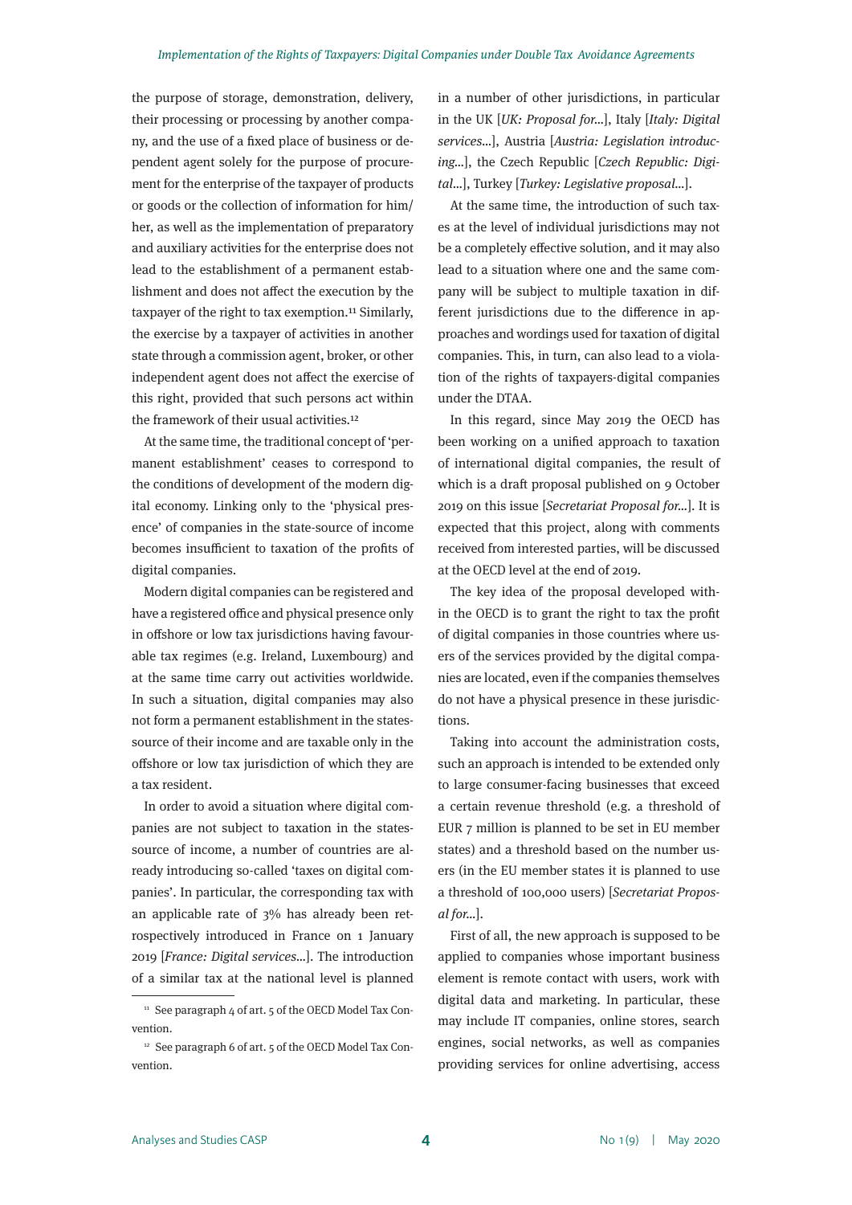the purpose of storage, demonstration, delivery, their processing or processing by another company, and the use of a fixed place of business or dependent agent solely for the purpose of procurement for the enterprise of the taxpayer of products or goods or the collection of information for him/her, as well as the implementation of preparatory and auxiliary activities for the enterprise does not lead to the establishment of a permanent establishment and does not affect the execution by the taxpayer of the right to tax exemption.[11] Similarly, the exercise by a taxpayer of activities in another state through a commission agent, broker, or other independent agent does not affect the exercise of this right, provided that such persons act within the framework of their usual activities.[12]

At the same time, the traditional concept of 'permanent establishment' ceases to correspond to the conditions of development of the modern digital economy. Linking only to the 'physical presence' of companies in the state-source of income becomes insufficient to taxation of the profits of digital companies.

Modern digital companies can be registered and have a registered office and physical presence only in offshore or low tax jurisdictions having favourable tax regimes (e.g. Ireland, Luxembourg) and at the same time carry out activities worldwide. In such a situation, digital companies may also not form a permanent establishment in the states-source of their income and are taxable only in the offshore or low tax jurisdiction of which they are a tax resident.

In order to avoid a situation where digital companies are not subject to taxation in the states-source of income, a number of countries are already introducing so-called 'taxes on digital companies'. In particular, the corresponding tax with an applicable rate of 3% has already been retrospectively introduced in France on 1 January 2019 [*France: Digital services…*]. The introduction of a similar tax at the national level is planned in a number of other jurisdictions, in particular in the UK [*UK: Proposal for…*], Italy [*Italy: Digital services…*], Austria [*Austria: Legislation introducing…*], the Czech Republic [*Czech Republic: Digital…*], Turkey [*Turkey: Legislative proposal…*].

At the same time, the introduction of such taxes at the level of individual jurisdictions may not be a completely effective solution, and it may also lead to a situation where one and the same company will be subject to multiple taxation in different jurisdictions due to the difference in approaches and wordings used for taxation of digital companies. This, in turn, can also lead to a violation of the rights of taxpayers-digital companies under the DTAA.

In this regard, since May 2019 the OECD has been working on a unified approach to taxation of international digital companies, the result of which is a draft proposal published on 9 October 2019 on this issue [*Secretariat Proposal for…*]. It is expected that this project, along with comments received from interested parties, will be discussed at the OECD level at the end of 2019.

The key idea of the proposal developed within the OECD is to grant the right to tax the profit of digital companies in those countries where users of the services provided by the digital companies are located, even if the companies themselves do not have a physical presence in these jurisdictions.

Taking into account the administration costs, such an approach is intended to be extended only to large consumer-facing businesses that exceed a certain revenue threshold (e.g. a threshold of EUR 7 million is planned to be set in EU member states) and a threshold based on the number users (in the EU member states it is planned to use a threshold of 100,000 users) [*Secretariat Proposal for…*].

First of all, the new approach is supposed to be applied to companies whose important business element is remote contact with users, work with digital data and marketing. In particular, these may include IT companies, online stores, search engines, social networks, as well as companies providing services for online advertising, access

[11] See paragraph 4 of art. 5 of the OECD Model Tax Convention.

[12] See paragraph 6 of art. 5 of the OECD Model Tax Convention.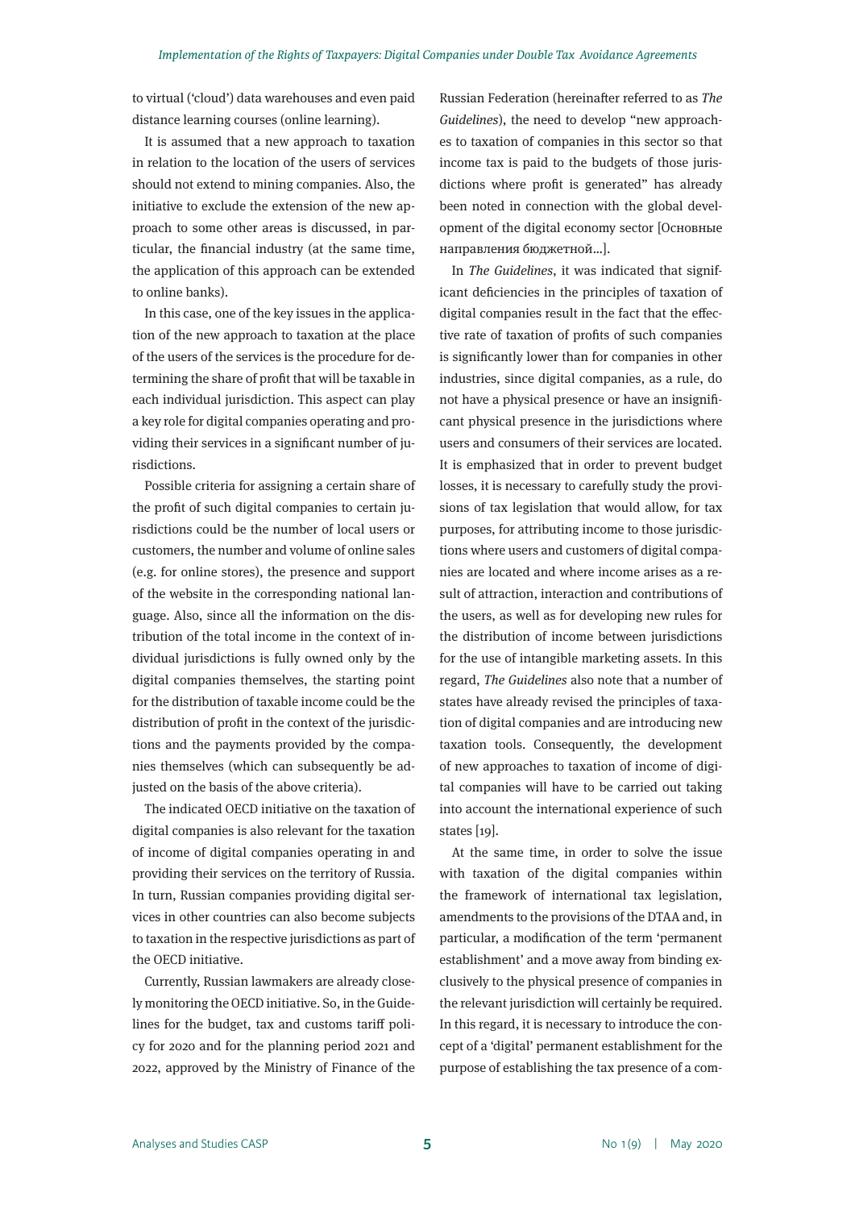to virtual ('cloud') data warehouses and even paid distance learning courses (online learning).

It is assumed that a new approach to taxation in relation to the location of the users of services should not extend to mining companies. Also, the initiative to exclude the extension of the new approach to some other areas is discussed, in particular, the financial industry (at the same time, the application of this approach can be extended to online banks).

In this case, one of the key issues in the application of the new approach to taxation at the place of the users of the services is the procedure for determining the share of profit that will be taxable in each individual jurisdiction. This aspect can play a key role for digital companies operating and providing their services in a significant number of jurisdictions.

Possible criteria for assigning a certain share of the profit of such digital companies to certain jurisdictions could be the number of local users or customers, the number and volume of online sales (e.g. for online stores), the presence and support of the website in the corresponding national language. Also, since all the information on the distribution of the total income in the context of individual jurisdictions is fully owned only by the digital companies themselves, the starting point for the distribution of taxable income could be the distribution of profit in the context of the jurisdictions and the payments provided by the companies themselves (which can subsequently be adjusted on the basis of the above criteria).

The indicated OECD initiative on the taxation of digital companies is also relevant for the taxation of income of digital companies operating in and providing their services on the territory of Russia. In turn, Russian companies providing digital services in other countries can also become subjects to taxation in the respective jurisdictions as part of the OECD initiative.

Currently, Russian lawmakers are already closely monitoring the OECD initiative. So, in the Guidelines for the budget, tax and customs tariff policy for 2020 and for the planning period 2021 and 2022, approved by the Ministry of Finance of the Russian Federation (hereinafter referred to as *The Guidelines*), the need to develop "new approaches to taxation of companies in this sector so that income tax is paid to the budgets of those jurisdictions where profit is generated" has already been noted in connection with the global development of the digital economy sector [Основные направления бюджетной...].

In *The Guidelines*, it was indicated that significant deficiencies in the principles of taxation of digital companies result in the fact that the effective rate of taxation of profits of such companies is significantly lower than for companies in other industries, since digital companies, as a rule, do not have a physical presence or have an insignificant physical presence in the jurisdictions where users and consumers of their services are located. It is emphasized that in order to prevent budget losses, it is necessary to carefully study the provisions of tax legislation that would allow, for tax purposes, for attributing income to those jurisdictions where users and customers of digital companies are located and where income arises as a result of attraction, interaction and contributions of the users, as well as for developing new rules for the distribution of income between jurisdictions for the use of intangible marketing assets. In this regard, *The Guidelines* also note that a number of states have already revised the principles of taxation of digital companies and are introducing new taxation tools. Consequently, the development of new approaches to taxation of income of digital companies will have to be carried out taking into account the international experience of such states [19].

At the same time, in order to solve the issue with taxation of the digital companies within the framework of international tax legislation, amendments to the provisions of the DTAA and, in particular, a modification of the term 'permanent establishment' and a move away from binding exclusively to the physical presence of companies in the relevant jurisdiction will certainly be required. In this regard, it is necessary to introduce the concept of a 'digital' permanent establishment for the purpose of establishing the tax presence of a com-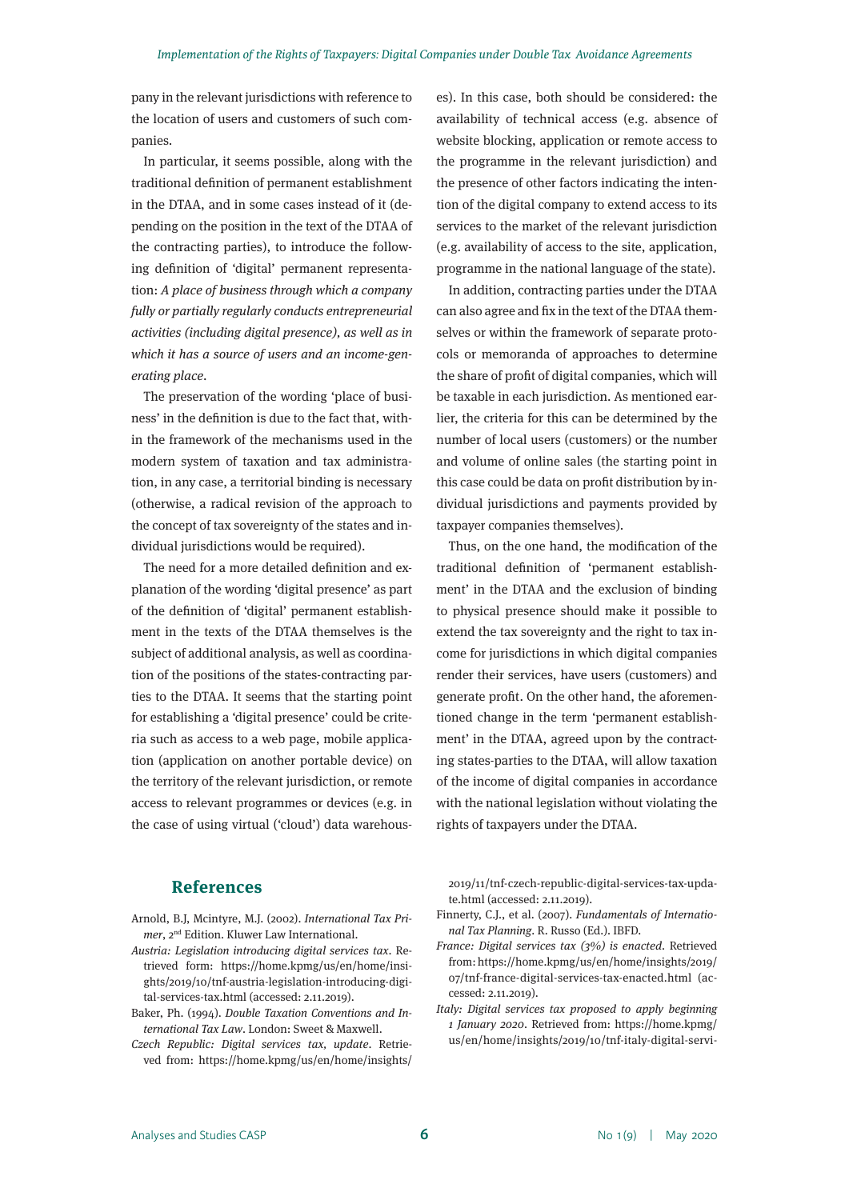pany in the relevant jurisdictions with reference to the location of users and customers of such companies.

In particular, it seems possible, along with the traditional definition of permanent establishment in the DTAA, and in some cases instead of it (depending on the position in the text of the DTAA of the contracting parties), to introduce the following definition of 'digital' permanent representation: *A place of business through which a company fully or partially regularly conducts entrepreneurial activities (including digital presence), as well as in which it has a source of users and an income-generating place*.

The preservation of the wording 'place of business' in the definition is due to the fact that, within the framework of the mechanisms used in the modern system of taxation and tax administration, in any case, a territorial binding is necessary (otherwise, a radical revision of the approach to the concept of tax sovereignty of the states and individual jurisdictions would be required).

The need for a more detailed definition and explanation of the wording 'digital presence' as part of the definition of 'digital' permanent establishment in the texts of the DTAA themselves is the subject of additional analysis, as well as coordination of the positions of the states-contracting parties to the DTAA. It seems that the starting point for establishing a 'digital presence' could be criteria such as access to a web page, mobile application (application on another portable device) on the territory of the relevant jurisdiction, or remote access to relevant programmes or devices (e.g. in the case of using virtual ('cloud') data warehouses). In this case, both should be considered: the availability of technical access (e.g. absence of website blocking, application or remote access to the programme in the relevant jurisdiction) and the presence of other factors indicating the intention of the digital company to extend access to its services to the market of the relevant jurisdiction (e.g. availability of access to the site, application, programme in the national language of the state).

In addition, contracting parties under the DTAA can also agree and fix in the text of the DTAA themselves or within the framework of separate protocols or memoranda of approaches to determine the share of profit of digital companies, which will be taxable in each jurisdiction. As mentioned earlier, the criteria for this can be determined by the number of local users (customers) or the number and volume of online sales (the starting point in this case could be data on profit distribution by individual jurisdictions and payments provided by taxpayer companies themselves).

Thus, on the one hand, the modification of the traditional definition of 'permanent establishment' in the DTAA and the exclusion of binding to physical presence should make it possible to extend the tax sovereignty and the right to tax income for jurisdictions in which digital companies render their services, have users (customers) and generate profit. On the other hand, the aforementioned change in the term 'permanent establishment' in the DTAA, agreed upon by the contracting states-parties to the DTAA, will allow taxation of the income of digital companies in accordance with the national legislation without violating the rights of taxpayers under the DTAA.

## References

Arnold, B.J, Mcintyre, M.J. (2002). *International Tax Primer*, 2nd Edition. Kluwer Law International.

*Austria: Legislation introducing digital services tax*. Retrieved form: https://home.kpmg/us/en/home/insights/2019/10/tnf-austria-legislation-introducing-digital-services-tax.html (accessed: 2.11.2019).

Baker, Ph. (1994). *Double Taxation Conventions and International Tax Law*. London: Sweet & Maxwell.

*Czech Republic: Digital services tax, update*. Retrieved from: https://home.kpmg/us/en/home/insights/2019/11/tnf-czech-republic-digital-services-tax-update.html (accessed: 2.11.2019).

Finnerty, C.J., et al. (2007). *Fundamentals of International Tax Planning*. R. Russo (Ed.). IBFD.

*France: Digital services tax (3%) is enacted*. Retrieved from: https://home.kpmg/us/en/home/insights/2019/07/tnf-france-digital-services-tax-enacted.html (accessed: 2.11.2019).

*Italy: Digital services tax proposed to apply beginning 1 January 2020*. Retrieved from: https://home.kpmg/us/en/home/insights/2019/10/tnf-italy-digital-servi-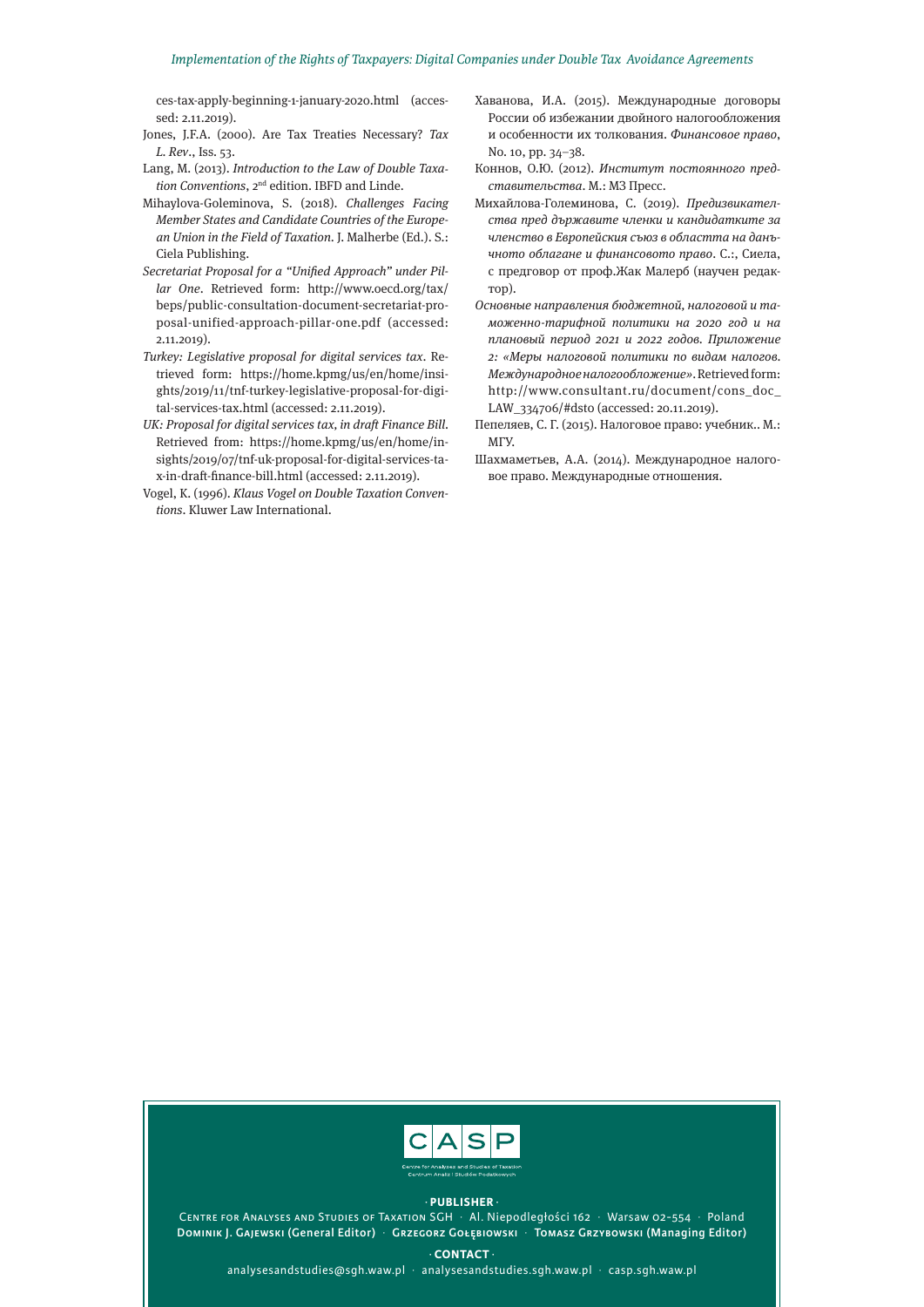ces-tax-apply-beginning-1-january-2020.html (accessed: 2.11.2019).

Jones, J.F.A. (2000). Are Tax Treaties Necessary? *Tax L. Rev.*, Iss. 53.

Lang, M. (2013). *Introduction to the Law of Double Taxation Conventions*, 2nd edition. IBFD and Linde.

Mihaylova-Goleminova, S. (2018). *Challenges Facing Member States and Candidate Countries of the European Union in the Field of Taxation*. J. Malherbe (Ed.). S.: Ciela Publishing.

*Secretariat Proposal for a "Unified Approach" under Pillar One*. Retrieved form: http://www.oecd.org/tax/beps/public-consultation-document-secretariat-proposal-unified-approach-pillar-one.pdf (accessed: 2.11.2019).

*Turkey: Legislative proposal for digital services tax*. Retrieved form: https://home.kpmg/us/en/home/insights/2019/11/tnf-turkey-legislative-proposal-for-digital-services-tax.html (accessed: 2.11.2019).

*UK: Proposal for digital services tax, in draft Finance Bill*. Retrieved from: https://home.kpmg/us/en/home/insights/2019/07/tnf-uk-proposal-for-digital-services-tax-in-draft-finance-bill.html (accessed: 2.11.2019).

Vogel, K. (1996). *Klaus Vogel on Double Taxation Conventions*. Kluwer Law International.

Хаванова, И.А. (2015). Международные договоры России об избежании двойного налогообложения и особенности их толкования. *Финансовое право*, No. 10, pp. 34–38.

Коннов, О.Ю. (2012). *Институт постоянного представительства*. М.: МЗ Пресс.

Михайлова-Големинова, С. (2019). *Предизвикателства пред държавите членки и кандидатките за членство в Европейския съюз в областта на данъчното облагане и финансовото право*. С.:, Сиела, с предговор от проф.Жак Малерб (научен редактор).

*Основные направления бюджетной, налоговой и таможенно-тарифной политики на 2020 год и на плановый период 2021 и 2022 годов. Приложение 2: «Меры налоговой политики по видам налогов. Международное налогообложение»*. Retrieved form: http://www.consultant.ru/document/cons_doc_LAW_334706/#dsto (accessed: 20.11.2019).

Пепеляев, С. Г. (2015). Налоговое право: учебник.. М.: МГУ.

Шахмаметьев, А.А. (2014). Международное налоговое право. Международные отношения.

CASP

Centre for Analyses and Studies of Taxation
Centrum Analiz i Studiów Podatkowych

· **PUBLISHER** ·

Centre for Analyses and Studies of Taxation SGH · Al. Niepodległości 162 · Warsaw 02-554 · Poland

**Dominik J. Gajewski (General Editor)** · **Grzegorz Gołębiowski** · **Tomasz Grzybowski (Managing Editor)**

· **CONTACT** ·

analysesandstudies@sgh.waw.pl · analysesandstudies.sgh.waw.pl · casp.sgh.waw.pl